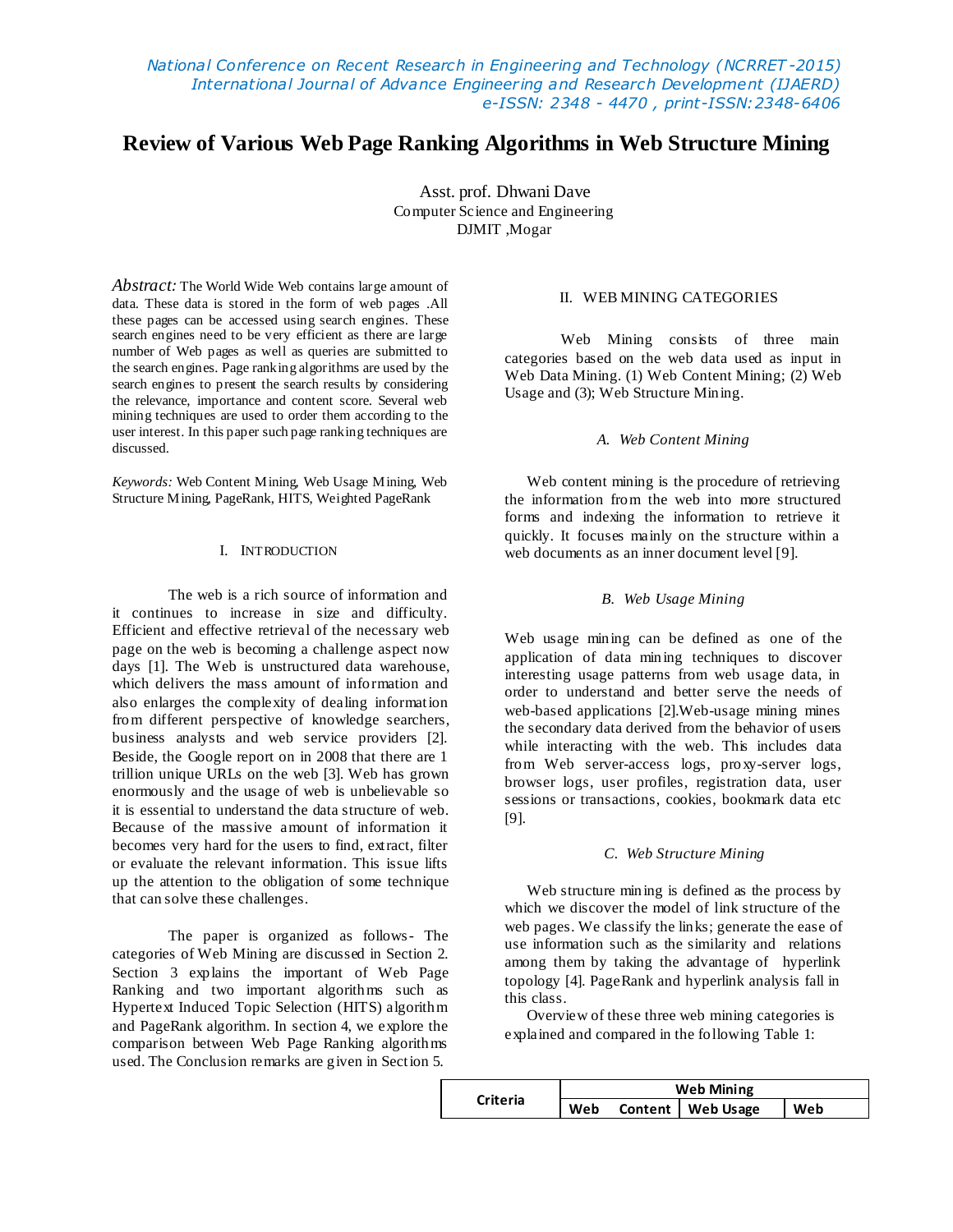# Review of Various Web Page Ranking Algorithms in Web Structure Mining

Asst. prof. Dhwani Dave
Computer Science and Engineering
DJMIT ,Mogar

*Abstract:* The World Wide Web contains large amount of data. These data is stored in the form of web pages .All these pages can be accessed using search engines. These search engines need to be very efficient as there are large number of Web pages as well as queries are submitted to the search engines. Page ranking algorithms are used by the search engines to present the search results by considering the relevance, importance and content score. Several web mining techniques are used to order them according to the user interest. In this paper such page ranking techniques are discussed.

*Keywords:* Web Content Mining, Web Usage Mining, Web Structure Mining, PageRank, HITS, Weighted PageRank

## I. INTRODUCTION

The web is a rich source of information and it continues to increase in size and difficulty. Efficient and effective retrieval of the necessary web page on the web is becoming a challenge aspect now days [1]. The Web is unstructured data warehouse, which delivers the mass amount of information and also enlarges the complexity of dealing information from different perspective of knowledge searchers, business analysts and web service providers [2]. Beside, the Google report on in 2008 that there are 1 trillion unique URLs on the web [3]. Web has grown enormously and the usage of web is unbelievable so it is essential to understand the data structure of web. Because of the massive amount of information it becomes very hard for the users to find, extract, filter or evaluate the relevant information. This issue lifts up the attention to the obligation of some technique that can solve these challenges.

The paper is organized as follows- The categories of Web Mining are discussed in Section 2. Section 3 explains the important of Web Page Ranking and two important algorithms such as Hypertext Induced Topic Selection (HITS) algorithm and PageRank algorithm. In section 4, we explore the comparison between Web Page Ranking algorithms used. The Conclusion remarks are given in Section 5.

## II. WEB MINING CATEGORIES

Web Mining consists of three main categories based on the web data used as input in Web Data Mining. (1) Web Content Mining; (2) Web Usage and (3); Web Structure Mining.

### A. Web Content Mining

Web content mining is the procedure of retrieving the information from the web into more structured forms and indexing the information to retrieve it quickly. It focuses mainly on the structure within a web documents as an inner document level [9].

### B. Web Usage Mining

Web usage mining can be defined as one of the application of data mining techniques to discover interesting usage patterns from web usage data, in order to understand and better serve the needs of web-based applications [2].Web-usage mining mines the secondary data derived from the behavior of users while interacting with the web. This includes data from Web server-access logs, proxy-server logs, browser logs, user profiles, registration data, user sessions or transactions, cookies, bookmark data etc [9].

### C. Web Structure Mining

Web structure mining is defined as the process by which we discover the model of link structure of the web pages. We classify the links; generate the ease of use information such as the similarity and relations among them by taking the advantage of hyperlink topology [4]. PageRank and hyperlink analysis fall in this class.

Overview of these three web mining categories is explained and compared in the following Table 1:

| Criteria | Web Mining | | |
|---|---|---|---|
| | Web Content | Web Usage | Web |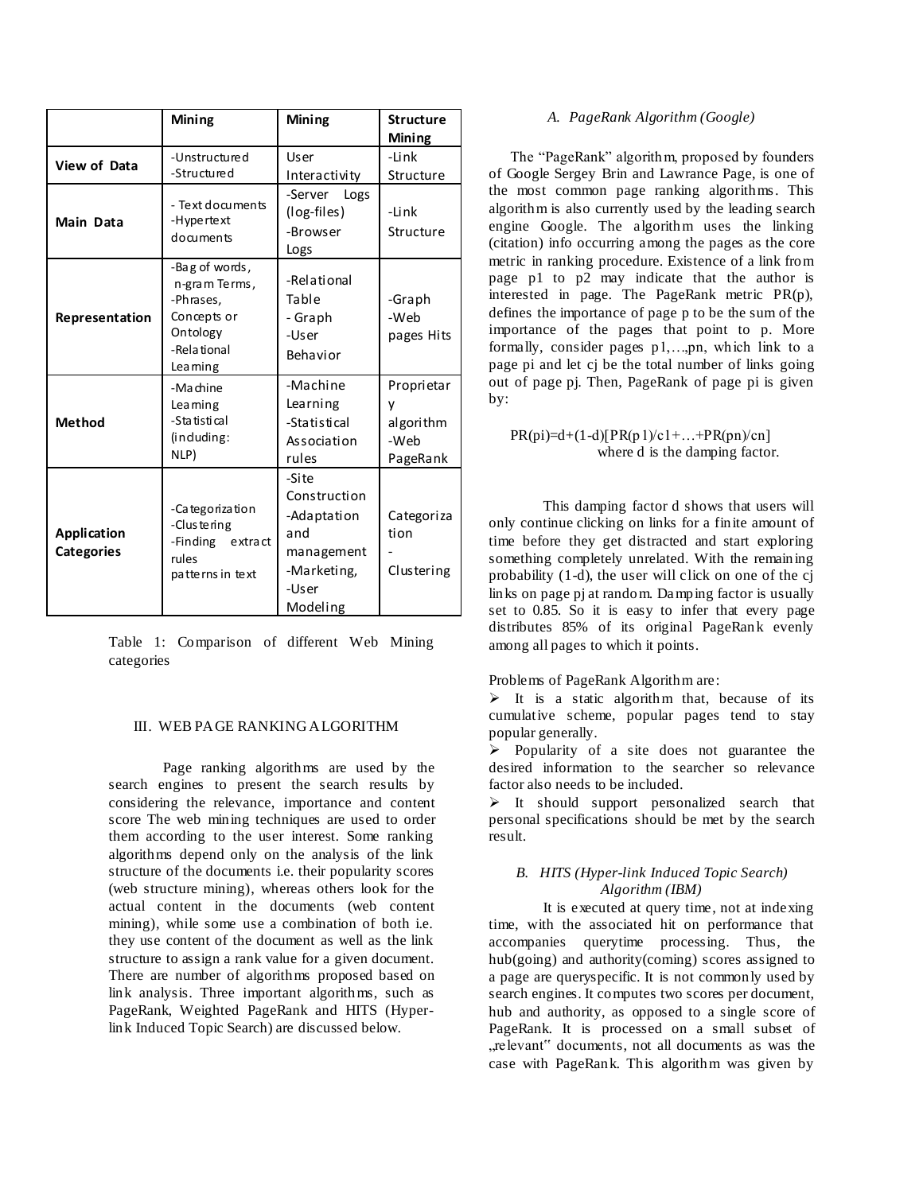| | Mining | Mining | Structure Mining |
|---|---|---|---|
| **View of Data** | -Unstructured<br>-Structured | User Interactivity | -Link Structure |
| **Main Data** | - Text documents<br>-Hypertext documents | -Server Logs (log-files)<br>-Browser Logs | -Link Structure |
| **Representation** | -Bag of words, n-gram Terms,<br>-Phrases, Concepts or Ontology<br>-Relational Learning | -Relational Table<br>- Graph<br>-User Behavior | -Graph<br>-Web pages Hits |
| **Method** | -Machine Learning<br>-Statistical (including: NLP) | -Machine Learning<br>-Statistical Association rules | Proprietary algorithm<br>-Web PageRank |
| **Application Categories** | -Categorization<br>-Clustering<br>-Finding extract rules patterns in text | -Site Construction<br>-Adaptation and management<br>-Marketing,<br>-User Modeling | Categorization<br>-<br>Clustering |

Table 1: Comparison of different Web Mining categories

## III. WEB PAGE RANKING ALGORITHM

Page ranking algorithms are used by the search engines to present the search results by considering the relevance, importance and content score The web mining techniques are used to order them according to the user interest. Some ranking algorithms depend only on the analysis of the link structure of the documents i.e. their popularity scores (web structure mining), whereas others look for the actual content in the documents (web content mining), while some use a combination of both i.e. they use content of the document as well as the link structure to assign a rank value for a given document. There are number of algorithms proposed based on link analysis. Three important algorithms, such as PageRank, Weighted PageRank and HITS (Hyper-link Induced Topic Search) are discussed below.

### *A. PageRank Algorithm (Google)*

The "PageRank" algorithm, proposed by founders of Google Sergey Brin and Lawrance Page, is one of the most common page ranking algorithms. This algorithm is also currently used by the leading search engine Google. The algorithm uses the linking (citation) info occurring among the pages as the core metric in ranking procedure. Existence of a link from page p1 to p2 may indicate that the author is interested in page. The PageRank metric PR(p), defines the importance of page p to be the sum of the importance of the pages that point to p. More formally, consider pages p1,…,pn, which link to a page pi and let cj be the total number of links going out of page pj. Then, PageRank of page pi is given by:

$$PR(pi)=d+(1-d)[PR(p1)/c1+\ldots+PR(pn)/cn]$$

where d is the damping factor.

This damping factor d shows that users will only continue clicking on links for a finite amount of time before they get distracted and start exploring something completely unrelated. With the remaining probability (1-d), the user will click on one of the cj links on page pj at random. Damping factor is usually set to 0.85. So it is easy to infer that every page distributes 85% of its original PageRank evenly among all pages to which it points.

Problems of PageRank Algorithm are:

- It is a static algorithm that, because of its cumulative scheme, popular pages tend to stay popular generally.
- Popularity of a site does not guarantee the desired information to the searcher so relevance factor also needs to be included.
- It should support personalized search that personal specifications should be met by the search result.

### *B. HITS (Hyper-link Induced Topic Search) Algorithm (IBM)*

It is executed at query time, not at indexing time, with the associated hit on performance that accompanies querytime processing. Thus, the hub(going) and authority(coming) scores assigned to a page are queryspecific. It is not commonly used by search engines. It computes two scores per document, hub and authority, as opposed to a single score of PageRank. It is processed on a small subset of „relevant" documents, not all documents as was the case with PageRank. This algorithm was given by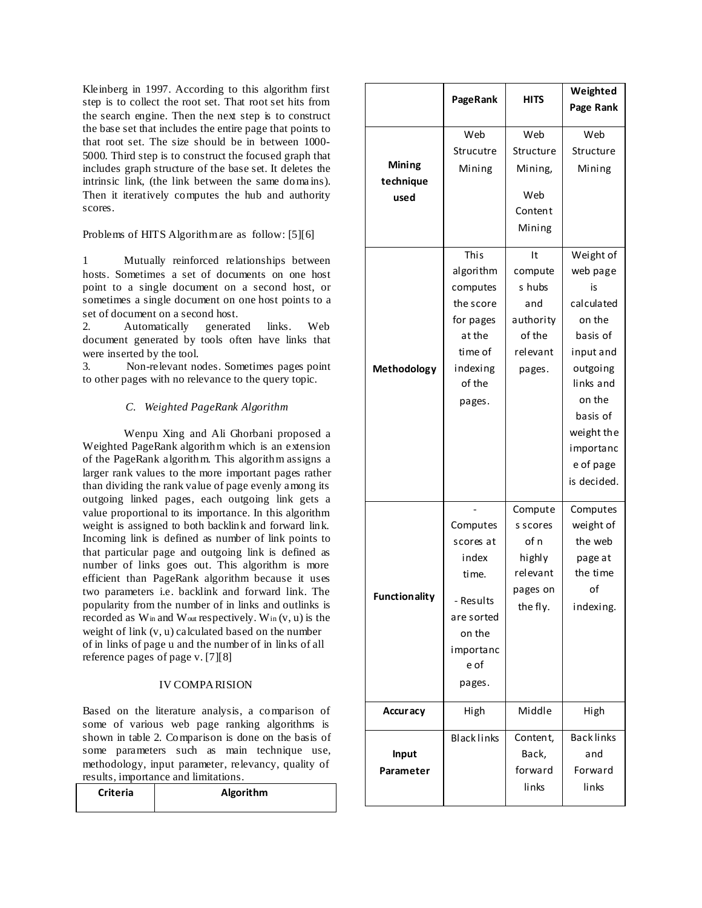Kleinberg in 1997. According to this algorithm first step is to collect the root set. That root set hits from the search engine. Then the next step is to construct the base set that includes the entire page that points to that root set. The size should be in between 1000-5000. Third step is to construct the focused graph that includes graph structure of the base set. It deletes the intrinsic link, (the link between the same domains). Then it iteratively computes the hub and authority scores.

Problems of HITS Algorithm are as follow: [5][6]

1 Mutually reinforced relationships between hosts. Sometimes a set of documents on one host point to a single document on a second host, or sometimes a single document on one host points to a set of document on a second host.
2. Automatically generated links. Web document generated by tools often have links that were inserted by the tool.
3. Non-relevant nodes. Sometimes pages point to other pages with no relevance to the query topic.

### *C. Weighted PageRank Algorithm*

Wenpu Xing and Ali Ghorbani proposed a Weighted PageRank algorithm which is an extension of the PageRank algorithm. This algorithm assigns a larger rank values to the more important pages rather than dividing the rank value of page evenly among its outgoing linked pages, each outgoing link gets a value proportional to its importance. In this algorithm weight is assigned to both backlink and forward link. Incoming link is defined as number of link points to that particular page and outgoing link is defined as number of links goes out. This algorithm is more efficient than PageRank algorithm because it uses two parameters i.e. backlink and forward link. The popularity from the number of in links and outlinks is recorded as $W_{in}$ and $W_{out}$ respectively. $W_{in}(v, u)$ is the weight of link (v, u) calculated based on the number of in links of page u and the number of in links of all reference pages of page v. [7][8]

## IV COMPARISION

Based on the literature analysis, a comparison of some of various web page ranking algorithms is shown in table 2. Comparison is done on the basis of some parameters such as main technique use, methodology, input parameter, relevancy, quality of results, importance and limitations.

| Criteria | Algorithm | | |
|---|---|---|---|
| | **PageRank** | **HITS** | **Weighted Page Rank** |
| **Mining technique used** | Web Strucutre Mining | Web Structure Mining, Web Content Mining | Web Structure Mining |
| **Methodology** | This algorithm computes the score for pages at the time of indexing of the pages. | It computes hubs and authority of the relevant pages. | Weight of web page is calculated on the basis of input and outgoing links and on the basis of weight the importance of page is decided. |
| **Functionality** | - Computes scores at index time. - Results are sorted on the importance of pages. | Computes scores of n highly relevant pages on the fly. | Computes weight of the web page at the time of indexing. |
| **Accuracy** | High | Middle | High |
| **Input Parameter** | Black links | Content, Back, forward links | Back links and Forward links |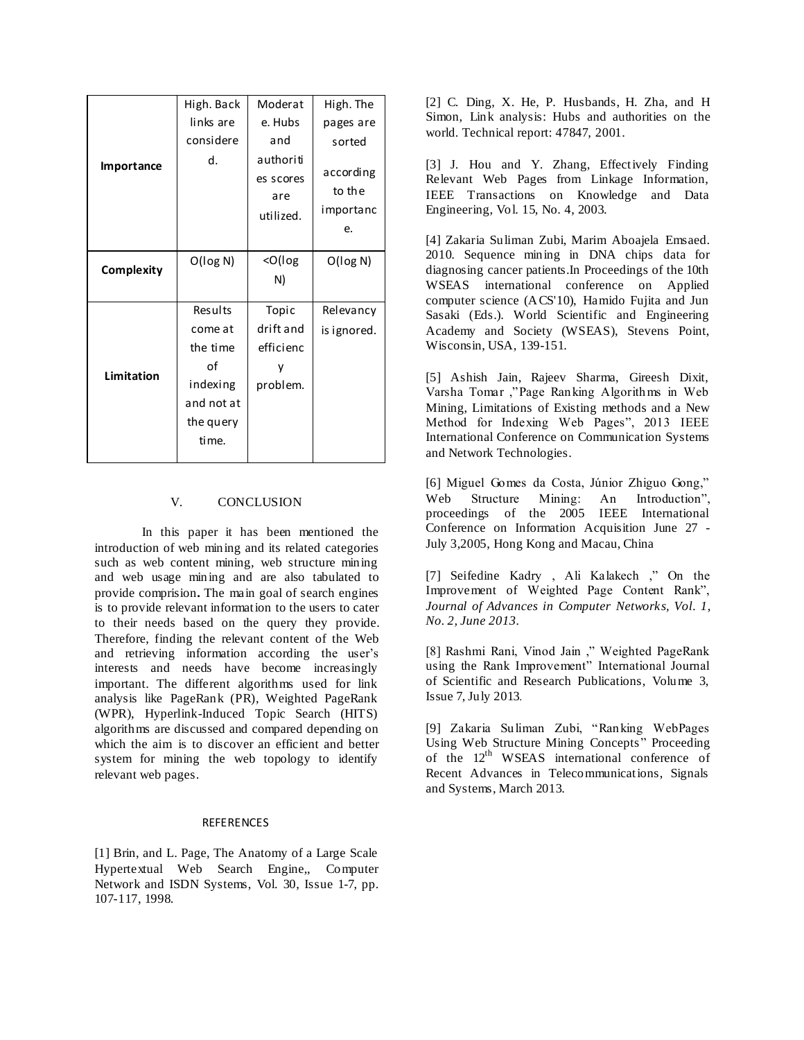| | | | |
|---|---|---|---|
| **Importance** | High. Back links are considered. | Moderate. Hubs and authorities scores are utilized. | High. The pages are sorted according to the importance. |
| **Complexity** | O(log N) | <O(log N) | O(log N) |
| **Limitation** | Results come at the time of indexing and not at the query time. | Topic drift and efficiency problem. | Relevancy is ignored. |

## V. CONCLUSION

In this paper it has been mentioned the introduction of web mining and its related categories such as web content mining, web structure mining and web usage mining and are also tabulated to provide comprision**.** The main goal of search engines is to provide relevant information to the users to cater to their needs based on the query they provide. Therefore, finding the relevant content of the Web and retrieving information according the user's interests and needs have become increasingly important. The different algorithms used for link analysis like PageRank (PR), Weighted PageRank (WPR), Hyperlink-Induced Topic Search (HITS) algorithms are discussed and compared depending on which the aim is to discover an efficient and better system for mining the web topology to identify relevant web pages.

## REFERENCES

[1] Brin, and L. Page, The Anatomy of a Large Scale Hypertextual Web Search Engine,, Computer Network and ISDN Systems, Vol. 30, Issue 1-7, pp. 107-117, 1998.

[2] C. Ding, X. He, P. Husbands, H. Zha, and H Simon, Link analysis: Hubs and authorities on the world. Technical report: 47847, 2001.

[3] J. Hou and Y. Zhang, Effectively Finding Relevant Web Pages from Linkage Information, IEEE Transactions on Knowledge and Data Engineering, Vol. 15, No. 4, 2003.

[4] Zakaria Suliman Zubi, Marim Aboajela Emsaed. 2010. Sequence mining in DNA chips data for diagnosing cancer patients.In Proceedings of the 10th WSEAS international conference on Applied computer science (ACS'10), Hamido Fujita and Jun Sasaki (Eds.). World Scientific and Engineering Academy and Society (WSEAS), Stevens Point, Wisconsin, USA, 139-151.

[5] Ashish Jain, Rajeev Sharma, Gireesh Dixit, Varsha Tomar ,"Page Ranking Algorithms in Web Mining, Limitations of Existing methods and a New Method for Indexing Web Pages", 2013 IEEE International Conference on Communication Systems and Network Technologies.

[6] Miguel Gomes da Costa, Júnior Zhiguo Gong," Web Structure Mining: An Introduction", proceedings of the 2005 IEEE International Conference on Information Acquisition June 27 - July 3,2005, Hong Kong and Macau, China

[7] Seifedine Kadry , Ali Kalakech ," On the Improvement of Weighted Page Content Rank", *Journal of Advances in Computer Networks, Vol. 1, No. 2, June 2013*.

[8] Rashmi Rani, Vinod Jain ," Weighted PageRank using the Rank Improvement" International Journal of Scientific and Research Publications, Volume 3, Issue 7, July 2013.

[9] Zakaria Suliman Zubi, "Ranking WebPages Using Web Structure Mining Concepts" Proceeding of the 12th WSEAS international conference of Recent Advances in Telecommunications, Signals and Systems, March 2013.